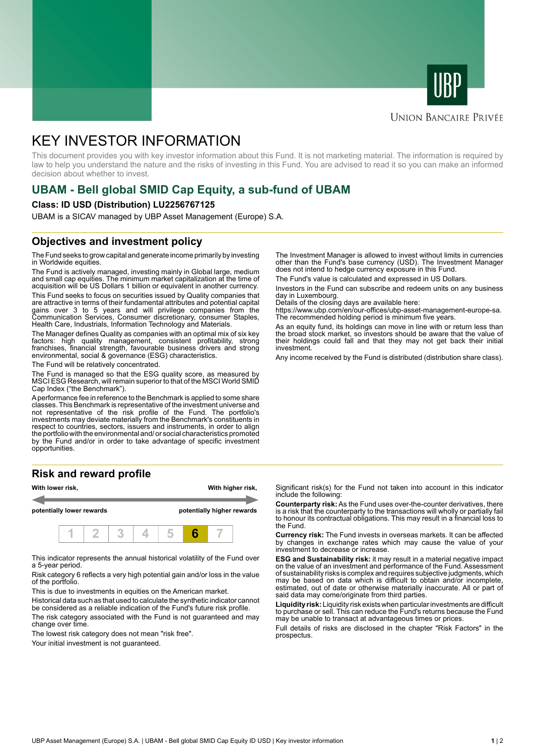UNION BANCAIRE PRIVÉE

# KEY INVESTOR INFORMATION

This document provides you with key investor information about this Fund. It is not marketing material. The information is required by law to help you understand the nature and the risks of investing in this Fund. You are advised to read it so you can make an informed decision about whether to invest.

## UBAM - Bell global SMID Cap Equity, a sub-fund of UBAM

**Class: ID USD (Distribution) LU2256767125**

UBAM is a SICAV managed by UBP Asset Management (Europe) S.A.

## Objectives and investment policy

The Fund seeks to grow capital and generate income primarily by investing in Worldwide equities.

The Fund is actively managed, investing mainly in Global large, medium and small cap equities. The minimum market capitalization at the time of acquisition will be US Dollars 1 billion or equivalent in another currency.

This Fund seeks to focus on securities issued by Quality companies that are attractive in terms of their fundamental attributes and potential capital gains over 3 to 5 years and will privilege companies from the Communication Services, Consumer discretionary, consumer Staples, Health Care, Industrials, Information Technology and Materials.

The Manager defines Quality as companies with an optimal mix of six key factors: high quality management, consistent profitability, strong franchises, financial strength, favourable business drivers and strong environmental, social & governance (ESG) characteristics.

The Fund will be relatively concentrated.

The Fund is managed so that the ESG quality score, as measured by MSCI ESG Research, will remain superior to that of the MSCI World SMID Cap Index ("the Benchmark").

A performance fee in reference to the Benchmark is applied to some share classes. This Benchmark is representative of the investment universe and not representative of the risk profile of the Fund. The portfolio's investments may deviate materially from the Benchmark's constituents in respect to countries, sectors, issuers and instruments, in order to align the portfolio with the environmental and/or social characteristics promoted by the Fund and/or in order to take advantage of specific investment opportunities.

The Investment Manager is allowed to invest without limits in currencies other than the Fund's base currency (USD). The Investment Manager does not intend to hedge currency exposure in this Fund.

The Fund's value is calculated and expressed in US Dollars.

Investors in the Fund can subscribe and redeem units on any business day in Luxembourg.
Details of the closing days are available here:
https://www.ubp.com/en/our-offices/ubp-asset-management-europe-sa.
The recommended holding period is minimum five years.

As an equity fund, its holdings can move in line with or return less than the broad stock market, so investors should be aware that the value of their holdings could fall and that they may not get back their initial investment.

Any income received by the Fund is distributed (distribution share class).

## Risk and reward profile

**With lower risk,** **potentially lower rewards** — **With higher risk,** **potentially higher rewards**

| 1 | 2 | 3 | 4 | 5 | **6** | 7 |
|---|---|---|---|---|---|---|

This indicator represents the annual historical volatility of the Fund over a 5-year period.

Risk category 6 reflects a very high potential gain and/or loss in the value of the portfolio.

This is due to investments in equities on the American market.

Historical data such as that used to calculate the synthetic indicator cannot be considered as a reliable indication of the Fund's future risk profile.

The risk category associated with the Fund is not guaranteed and may change over time.

The lowest risk category does not mean "risk free".

Your initial investment is not guaranteed.

Significant risk(s) for the Fund not taken into account in this indicator include the following:

**Counterparty risk:** As the Fund uses over-the-counter derivatives, there is a risk that the counterparty to the transactions will wholly or partially fail to honour its contractual obligations. This may result in a financial loss to the Fund.

**Currency risk:** The Fund invests in overseas markets. It can be affected by changes in exchange rates which may cause the value of your investment to decrease or increase.

**ESG and Sustainability risk:** it may result in a material negative impact on the value of an investment and performance of the Fund. Assessment of sustainability risks is complex and requires subjective judgments, which may be based on data which is difficult to obtain and/or incomplete, estimated, out of date or otherwise materially inaccurate. All or part of said data may come/originate from third parties.

**Liquidity risk:** Liquidity risk exists when particular investments are difficult to purchase or sell. This can reduce the Fund's returns because the Fund may be unable to transact at advantageous times or prices.

Full details of risks are disclosed in the chapter "Risk Factors" in the prospectus.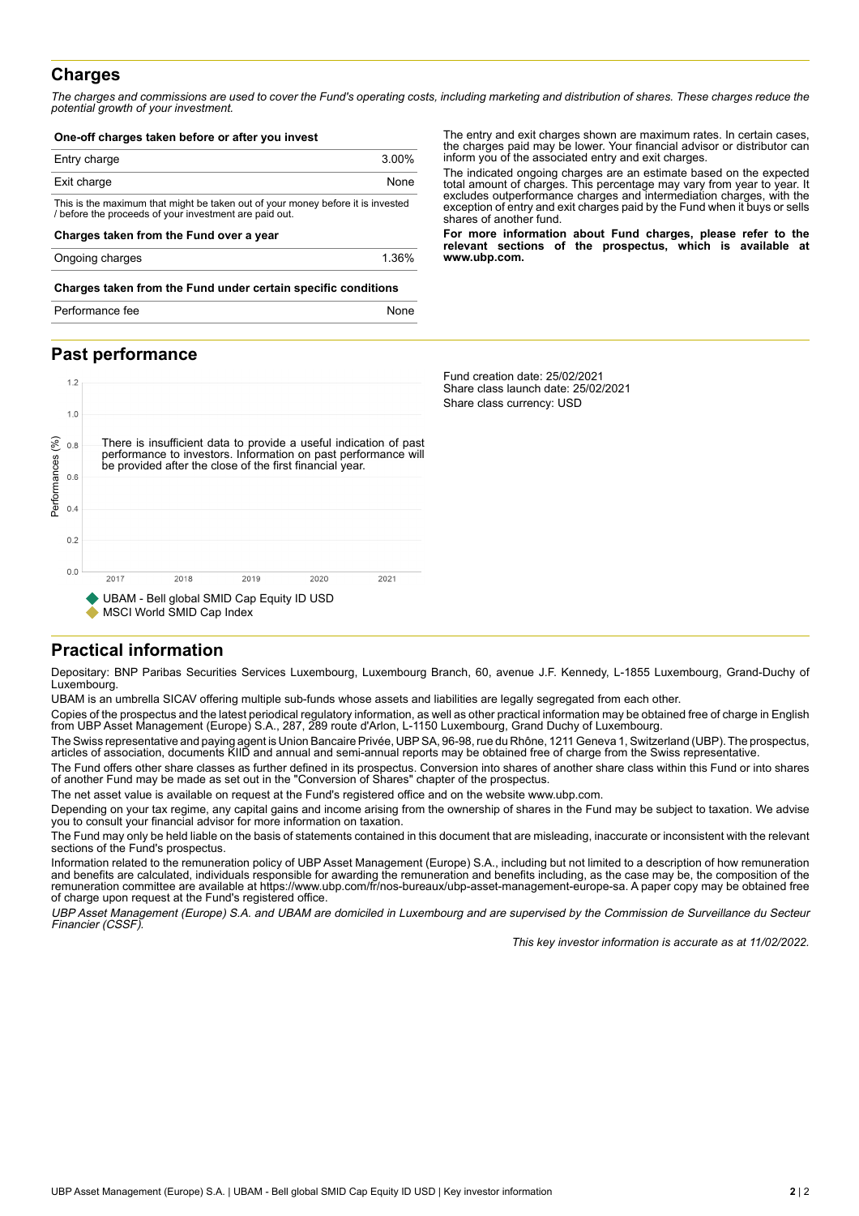## Charges

*The charges and commissions are used to cover the Fund's operating costs, including marketing and distribution of shares. These charges reduce the potential growth of your investment.*

| **One-off charges taken before or after you invest** | |
|---|---|
| Entry charge | 3.00% |
| Exit charge | None |

This is the maximum that might be taken out of your money before it is invested / before the proceeds of your investment are paid out.

| **Charges taken from the Fund over a year** | |
|---|---|
| Ongoing charges | 1.36% |

| **Charges taken from the Fund under certain specific conditions** | |
|---|---|
| Performance fee | None |

The entry and exit charges shown are maximum rates. In certain cases, the charges paid may be lower. Your financial advisor or distributor can inform you of the associated entry and exit charges.

The indicated ongoing charges are an estimate based on the expected total amount of charges. This percentage may vary from year to year. It excludes outperformance charges and intermediation charges, with the exception of entry and exit charges paid by the Fund when it buys or sells shares of another fund.

**For more information about Fund charges, please refer to the relevant sections of the prospectus, which is available at www.ubp.com.**

## Past performance

Performances (%)

1.2
1.0
0.8
0.6
0.4
0.2
0.0

2017 2018 2019 2020 2021

There is insufficient data to provide a useful indication of past performance to investors. Information on past performance will be provided after the close of the first financial year.

UBAM - Bell global SMID Cap Equity ID USD
MSCI World SMID Cap Index

Fund creation date: 25/02/2021
Share class launch date: 25/02/2021
Share class currency: USD

## Practical information

Depositary: BNP Paribas Securities Services Luxembourg, Luxembourg Branch, 60, avenue J.F. Kennedy, L-1855 Luxembourg, Grand-Duchy of Luxembourg.

UBAM is an umbrella SICAV offering multiple sub-funds whose assets and liabilities are legally segregated from each other.

Copies of the prospectus and the latest periodical regulatory information, as well as other practical information may be obtained free of charge in English from UBP Asset Management (Europe) S.A., 287, 289 route d'Arlon, L-1150 Luxembourg, Grand Duchy of Luxembourg.

The Swiss representative and paying agent is Union Bancaire Privée, UBP SA, 96-98, rue du Rhône, 1211 Geneva 1, Switzerland (UBP). The prospectus, articles of association, documents KIID and annual and semi-annual reports may be obtained free of charge from the Swiss representative.

The Fund offers other share classes as further defined in its prospectus. Conversion into shares of another share class within this Fund or into shares of another Fund may be made as set out in the "Conversion of Shares" chapter of the prospectus.

The net asset value is available on request at the Fund's registered office and on the website www.ubp.com.

Depending on your tax regime, any capital gains and income arising from the ownership of shares in the Fund may be subject to taxation. We advise you to consult your financial advisor for more information on taxation.

The Fund may only be held liable on the basis of statements contained in this document that are misleading, inaccurate or inconsistent with the relevant sections of the Fund's prospectus.

Information related to the remuneration policy of UBP Asset Management (Europe) S.A., including but not limited to a description of how remuneration and benefits are calculated, individuals responsible for awarding the remuneration and benefits including, as the case may be, the composition of the remuneration committee are available at https://www.ubp.com/fr/nos-bureaux/ubp-asset-management-europe-sa. A paper copy may be obtained free of charge upon request at the Fund's registered office.

*UBP Asset Management (Europe) S.A. and UBAM are domiciled in Luxembourg and are supervised by the Commission de Surveillance du Secteur Financier (CSSF).*

*This key investor information is accurate as at 11/02/2022.*